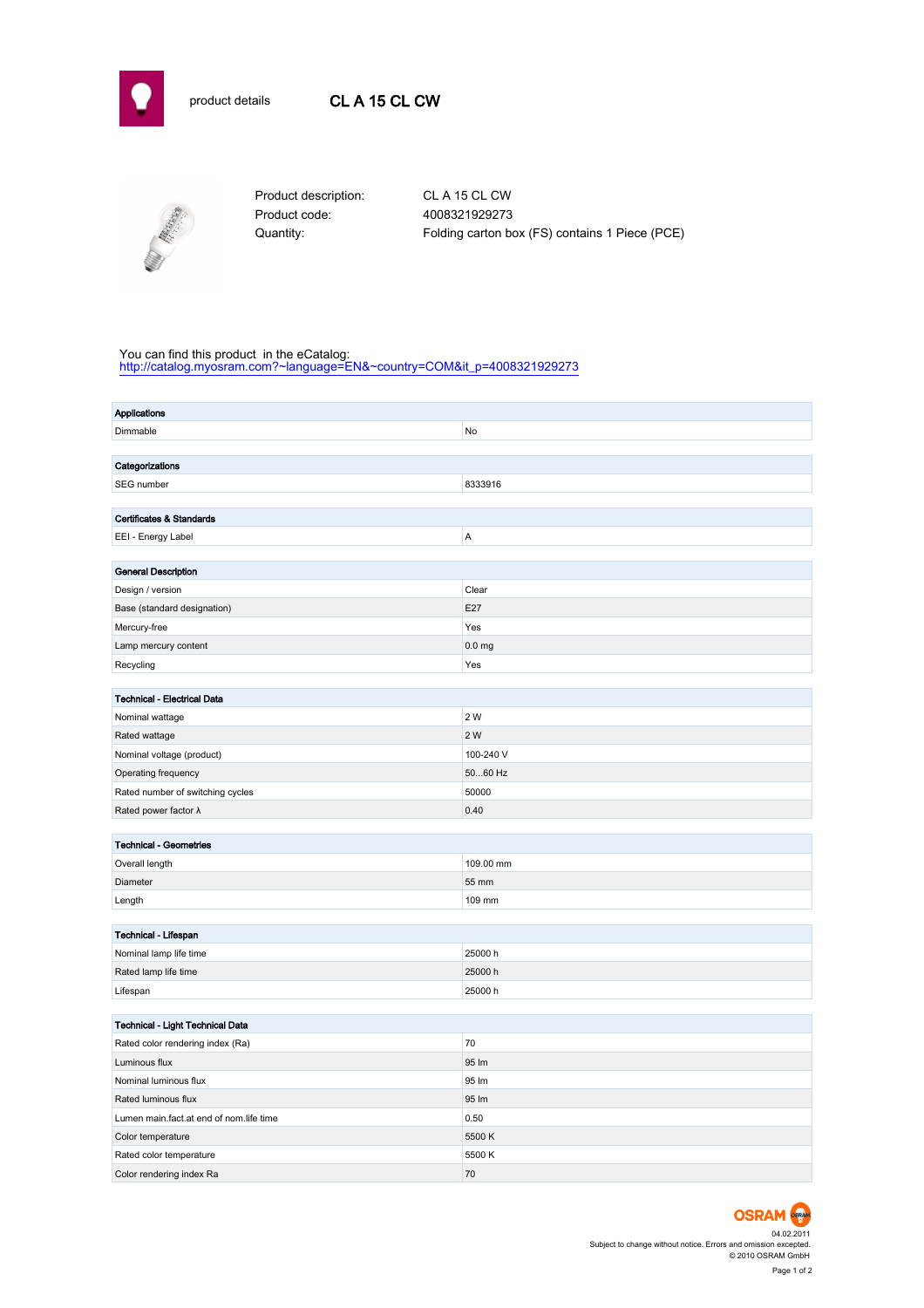product details

# CL A 15 CL CW

Product description: CL A 15 CL CW
Product code: 4008321929273
Quantity: Folding carton box (FS) contains 1 Piece (PCE)

You can find this product in the eCatalog:
http://catalog.myosram.com?~language=EN&~country=COM&it_p=4008321929273

| **Applications** | |
|---|---|
| Dimmable | No |

| **Categorizations** | |
|---|---|
| SEG number | 8333916 |

| **Certificates & Standards** | |
|---|---|
| EEI - Energy Label | A |

| **General Description** | |
|---|---|
| Design / version | Clear |
| Base (standard designation) | E27 |
| Mercury-free | Yes |
| Lamp mercury content | 0.0 mg |
| Recycling | Yes |

| **Technical - Electrical Data** | |
|---|---|
| Nominal wattage | 2 W |
| Rated wattage | 2 W |
| Nominal voltage (product) | 100-240 V |
| Operating frequency | 50...60 Hz |
| Rated number of switching cycles | 50000 |
| Rated power factor λ | 0.40 |

| **Technical - Geometries** | |
|---|---|
| Overall length | 109.00 mm |
| Diameter | 55 mm |
| Length | 109 mm |

| **Technical - Lifespan** | |
|---|---|
| Nominal lamp life time | 25000 h |
| Rated lamp life time | 25000 h |
| Lifespan | 25000 h |

| **Technical - Light Technical Data** | |
|---|---|
| Rated color rendering index (Ra) | 70 |
| Luminous flux | 95 lm |
| Nominal luminous flux | 95 lm |
| Rated luminous flux | 95 lm |
| Lumen main.fact.at end of nom.life time | 0.50 |
| Color temperature | 5500 K |
| Rated color temperature | 5500 K |
| Color rendering index Ra | 70 |

OSRAM
04.02.2011
Subject to change without notice. Errors and omission excepted.
© 2010 OSRAM GmbH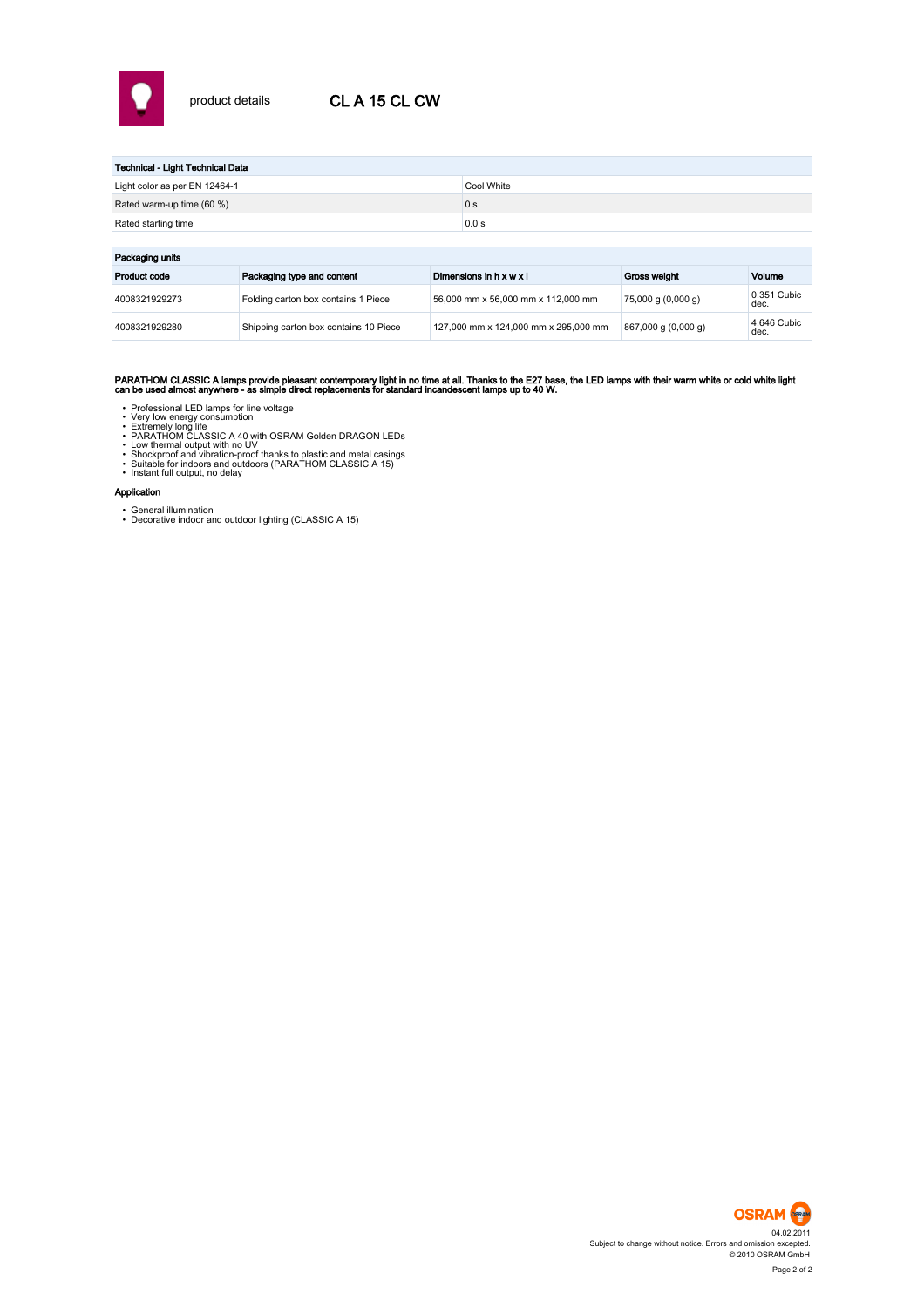product details **CL A 15 CL CW**

| Technical - Light Technical Data | |
| --- | --- |
| Light color as per EN 12464-1 | Cool White |
| Rated warm-up time (60 %) | 0 s |
| Rated starting time | 0.0 s |

**Packaging units**

| Product code | Packaging type and content | Dimensions in h x w x l | Gross weight | Volume |
| --- | --- | --- | --- | --- |
| 4008321929273 | Folding carton box contains 1 Piece | 56,000 mm x 56,000 mm x 112,000 mm | 75,000 g (0,000 g) | 0,351 Cubic dec. |
| 4008321929280 | Shipping carton box contains 10 Piece | 127,000 mm x 124,000 mm x 295,000 mm | 867,000 g (0,000 g) | 4,646 Cubic dec. |

**PARATHOM CLASSIC A lamps provide pleasant contemporary light in no time at all. Thanks to the E27 base, the LED lamps with their warm white or cold white light can be used almost anywhere - as simple direct replacements for standard incandescent lamps up to 40 W.**

- Professional LED lamps for line voltage
- Very low energy consumption
- Extremely long life
- PARATHOM CLASSIC A 40 with OSRAM Golden DRAGON LEDs
- Low thermal output with no UV
- Shockproof and vibration-proof thanks to plastic and metal casings
- Suitable for indoors and outdoors (PARATHOM CLASSIC A 15)
- Instant full output, no delay

**Application**

- General illumination
- Decorative indoor and outdoor lighting (CLASSIC A 15)

04.02.2011
Subject to change without notice. Errors and omission excepted.
© 2010 OSRAM GmbH